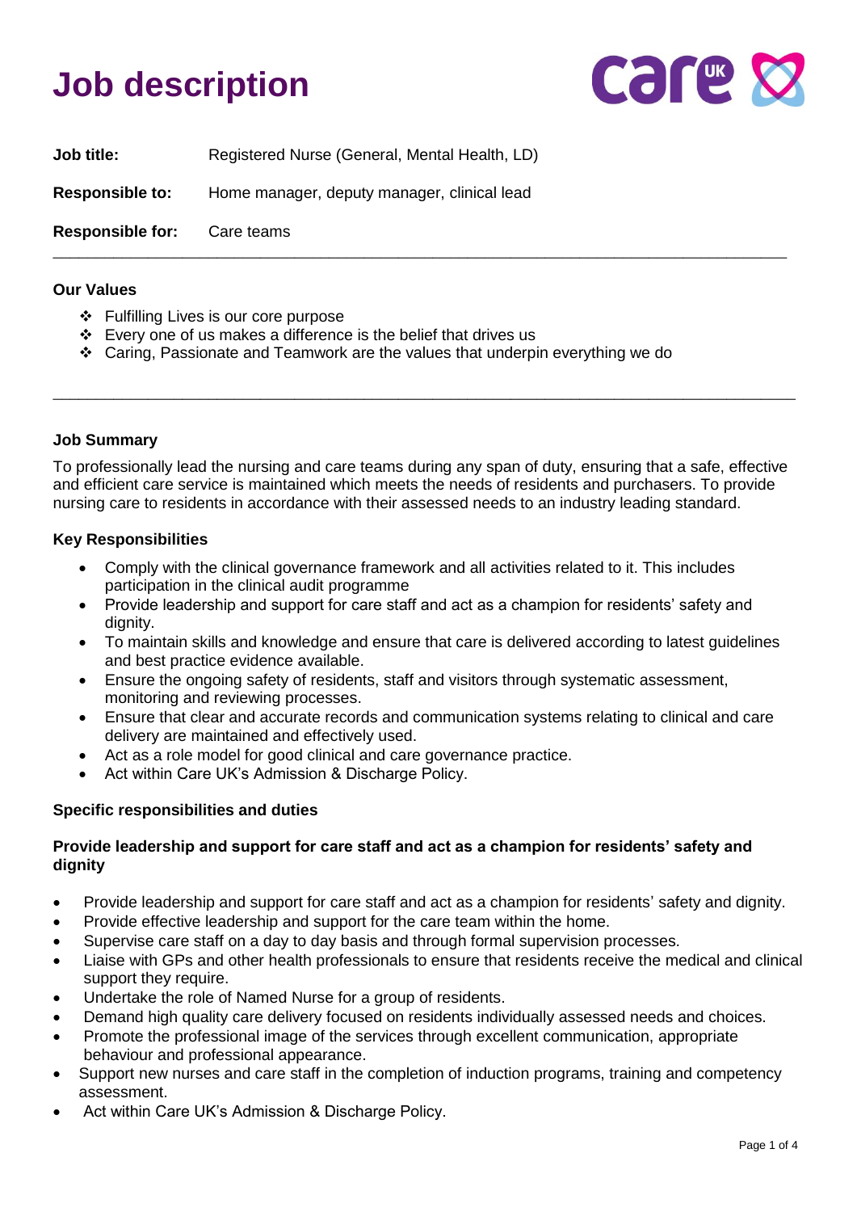# Job description

**Job title:** Registered Nurse (General, Mental Health, LD)

**Responsible to:** Home manager, deputy manager, clinical lead

**Responsible for:** Care teams

---

### Our Values

- ❖ Fulfilling Lives is our core purpose
- ❖ Every one of us makes a difference is the belief that drives us
- ❖ Caring, Passionate and Teamwork are the values that underpin everything we do

---

### Job Summary

To professionally lead the nursing and care teams during any span of duty, ensuring that a safe, effective and efficient care service is maintained which meets the needs of residents and purchasers. To provide nursing care to residents in accordance with their assessed needs to an industry leading standard.

### Key Responsibilities

- Comply with the clinical governance framework and all activities related to it. This includes participation in the clinical audit programme
- Provide leadership and support for care staff and act as a champion for residents' safety and dignity.
- To maintain skills and knowledge and ensure that care is delivered according to latest guidelines and best practice evidence available.
- Ensure the ongoing safety of residents, staff and visitors through systematic assessment, monitoring and reviewing processes.
- Ensure that clear and accurate records and communication systems relating to clinical and care delivery are maintained and effectively used.
- Act as a role model for good clinical and care governance practice.
- Act within Care UK's Admission & Discharge Policy.

### Specific responsibilities and duties

**Provide leadership and support for care staff and act as a champion for residents' safety and dignity**

- Provide leadership and support for care staff and act as a champion for residents' safety and dignity.
- Provide effective leadership and support for the care team within the home.
- Supervise care staff on a day to day basis and through formal supervision processes.
- Liaise with GPs and other health professionals to ensure that residents receive the medical and clinical support they require.
- Undertake the role of Named Nurse for a group of residents.
- Demand high quality care delivery focused on residents individually assessed needs and choices.
- Promote the professional image of the services through excellent communication, appropriate behaviour and professional appearance.
- Support new nurses and care staff in the completion of induction programs, training and competency assessment.
- Act within Care UK's Admission & Discharge Policy.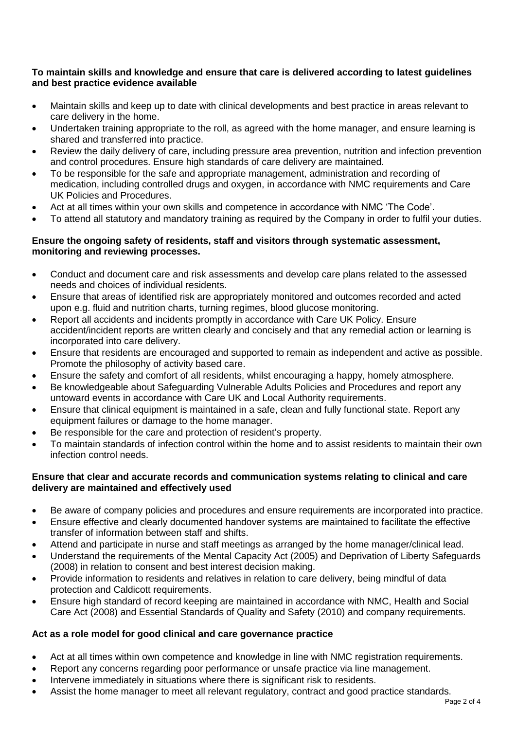**To maintain skills and knowledge and ensure that care is delivered according to latest guidelines and best practice evidence available**

- Maintain skills and keep up to date with clinical developments and best practice in areas relevant to care delivery in the home.
- Undertaken training appropriate to the roll, as agreed with the home manager, and ensure learning is shared and transferred into practice.
- Review the daily delivery of care, including pressure area prevention, nutrition and infection prevention and control procedures. Ensure high standards of care delivery are maintained.
- To be responsible for the safe and appropriate management, administration and recording of medication, including controlled drugs and oxygen, in accordance with NMC requirements and Care UK Policies and Procedures.
- Act at all times within your own skills and competence in accordance with NMC 'The Code'.
- To attend all statutory and mandatory training as required by the Company in order to fulfil your duties.

**Ensure the ongoing safety of residents, staff and visitors through systematic assessment, monitoring and reviewing processes.**

- Conduct and document care and risk assessments and develop care plans related to the assessed needs and choices of individual residents.
- Ensure that areas of identified risk are appropriately monitored and outcomes recorded and acted upon e.g. fluid and nutrition charts, turning regimes, blood glucose monitoring.
- Report all accidents and incidents promptly in accordance with Care UK Policy. Ensure accident/incident reports are written clearly and concisely and that any remedial action or learning is incorporated into care delivery.
- Ensure that residents are encouraged and supported to remain as independent and active as possible. Promote the philosophy of activity based care.
- Ensure the safety and comfort of all residents, whilst encouraging a happy, homely atmosphere.
- Be knowledgeable about Safeguarding Vulnerable Adults Policies and Procedures and report any untoward events in accordance with Care UK and Local Authority requirements.
- Ensure that clinical equipment is maintained in a safe, clean and fully functional state. Report any equipment failures or damage to the home manager.
- Be responsible for the care and protection of resident's property.
- To maintain standards of infection control within the home and to assist residents to maintain their own infection control needs.

**Ensure that clear and accurate records and communication systems relating to clinical and care delivery are maintained and effectively used**

- Be aware of company policies and procedures and ensure requirements are incorporated into practice.
- Ensure effective and clearly documented handover systems are maintained to facilitate the effective transfer of information between staff and shifts.
- Attend and participate in nurse and staff meetings as arranged by the home manager/clinical lead.
- Understand the requirements of the Mental Capacity Act (2005) and Deprivation of Liberty Safeguards (2008) in relation to consent and best interest decision making.
- Provide information to residents and relatives in relation to care delivery, being mindful of data protection and Caldicott requirements.
- Ensure high standard of record keeping are maintained in accordance with NMC, Health and Social Care Act (2008) and Essential Standards of Quality and Safety (2010) and company requirements.

**Act as a role model for good clinical and care governance practice**

- Act at all times within own competence and knowledge in line with NMC registration requirements.
- Report any concerns regarding poor performance or unsafe practice via line management.
- Intervene immediately in situations where there is significant risk to residents.
- Assist the home manager to meet all relevant regulatory, contract and good practice standards.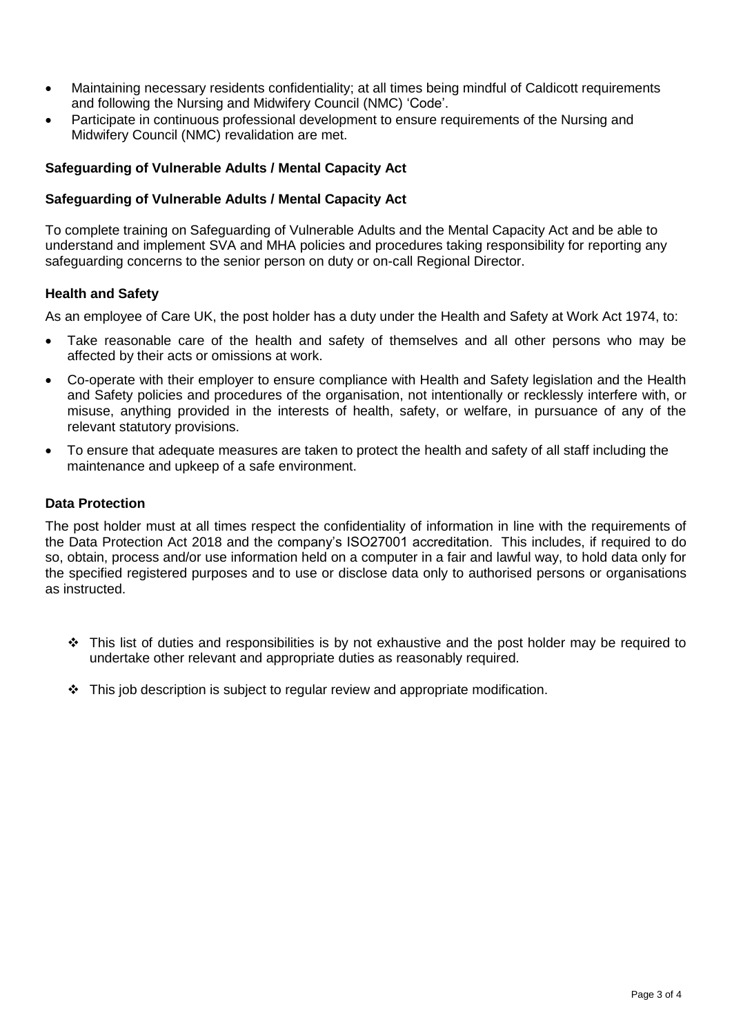- Maintaining necessary residents confidentiality; at all times being mindful of Caldicott requirements and following the Nursing and Midwifery Council (NMC) 'Code'.
- Participate in continuous professional development to ensure requirements of the Nursing and Midwifery Council (NMC) revalidation are met.

**Safeguarding of Vulnerable Adults / Mental Capacity Act**

**Safeguarding of Vulnerable Adults / Mental Capacity Act**

To complete training on Safeguarding of Vulnerable Adults and the Mental Capacity Act and be able to understand and implement SVA and MHA policies and procedures taking responsibility for reporting any safeguarding concerns to the senior person on duty or on-call Regional Director.

**Health and Safety**

As an employee of Care UK, the post holder has a duty under the Health and Safety at Work Act 1974, to:

- Take reasonable care of the health and safety of themselves and all other persons who may be affected by their acts or omissions at work.
- Co-operate with their employer to ensure compliance with Health and Safety legislation and the Health and Safety policies and procedures of the organisation, not intentionally or recklessly interfere with, or misuse, anything provided in the interests of health, safety, or welfare, in pursuance of any of the relevant statutory provisions.
- To ensure that adequate measures are taken to protect the health and safety of all staff including the maintenance and upkeep of a safe environment.

**Data Protection**

The post holder must at all times respect the confidentiality of information in line with the requirements of the Data Protection Act 2018 and the company's ISO27001 accreditation. This includes, if required to do so, obtain, process and/or use information held on a computer in a fair and lawful way, to hold data only for the specified registered purposes and to use or disclose data only to authorised persons or organisations as instructed.

- ❖ This list of duties and responsibilities is by not exhaustive and the post holder may be required to undertake other relevant and appropriate duties as reasonably required.
- ❖ This job description is subject to regular review and appropriate modification.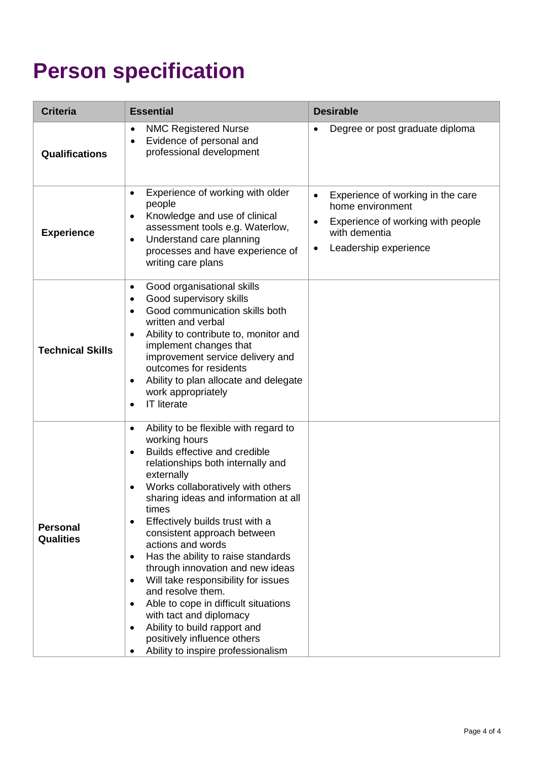# Person specification

| Criteria | Essential | Desirable |
| --- | --- | --- |
| **Qualifications** | • NMC Registered Nurse<br>• Evidence of personal and professional development | • Degree or post graduate diploma |
| **Experience** | • Experience of working with older people<br>• Knowledge and use of clinical assessment tools e.g. Waterlow,<br>• Understand care planning processes and have experience of writing care plans | • Experience of working in the care home environment<br>• Experience of working with people with dementia<br>• Leadership experience |
| **Technical Skills** | • Good organisational skills<br>• Good supervisory skills<br>• Good communication skills both written and verbal<br>• Ability to contribute to, monitor and implement changes that improvement service delivery and outcomes for residents<br>• Ability to plan allocate and delegate work appropriately<br>• IT literate | |
| **Personal Qualities** | • Ability to be flexible with regard to working hours<br>• Builds effective and credible relationships both internally and externally<br>• Works collaboratively with others sharing ideas and information at all times<br>• Effectively builds trust with a consistent approach between actions and words<br>• Has the ability to raise standards through innovation and new ideas<br>• Will take responsibility for issues and resolve them.<br>• Able to cope in difficult situations with tact and diplomacy<br>• Ability to build rapport and positively influence others<br>• Ability to inspire professionalism | |